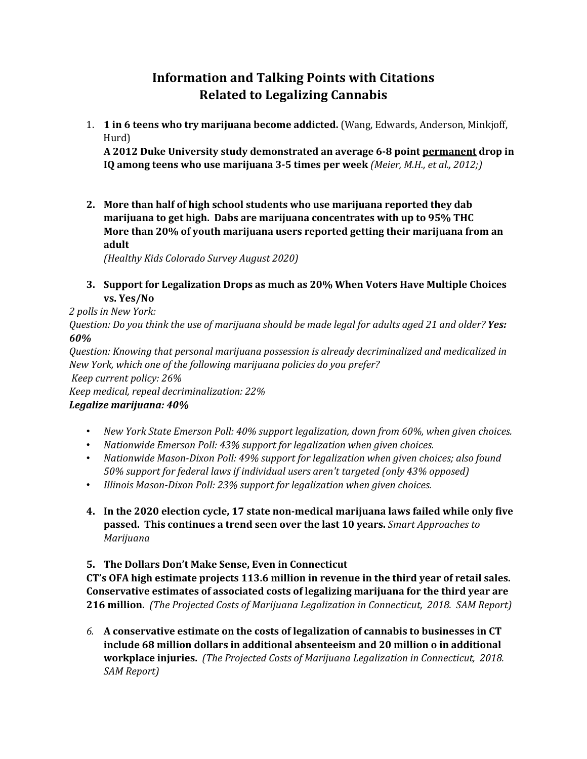# Information and Talking Points with Citations Related to Legalizing Cannabis

1. **1 in 6 teens who try marijuana become addicted.** (Wang, Edwards, Anderson, Minkjoff, Hurd)
   **A 2012 Duke University study demonstrated an average 6-8 point <u>permanent</u> drop in IQ among teens who use marijuana 3-5 times per week** *(Meier, M.H., et al., 2012;)*

2. **More than half of high school students who use marijuana reported they dab marijuana to get high. Dabs are marijuana concentrates with up to 95% THC**
   **More than 20% of youth marijuana users reported getting their marijuana from an adult**
   *(Healthy Kids Colorado Survey August 2020)*

3. **Support for Legalization Drops as much as 20% When Voters Have Multiple Choices vs. Yes/No**

*2 polls in New York:*
*Question: Do you think the use of marijuana should be made legal for adults aged 21 and older?* ***Yes: 60%***
*Question: Knowing that personal marijuana possession is already decriminalized and medicalized in New York, which one of the following marijuana policies do you prefer?*
*Keep current policy: 26%*
*Keep medical, repeal decriminalization: 22%*
***Legalize marijuana: 40%***

- *New York State Emerson Poll: 40% support legalization, down from 60%, when given choices.*
- *Nationwide Emerson Poll: 43% support for legalization when given choices.*
- *Nationwide Mason-Dixon Poll: 49% support for legalization when given choices; also found 50% support for federal laws if individual users aren't targeted (only 43% opposed)*
- *Illinois Mason-Dixon Poll: 23% support for legalization when given choices.*

4. **In the 2020 election cycle, 17 state non-medical marijuana laws failed while only five passed. This continues a trend seen over the last 10 years.** *Smart Approaches to Marijuana*

5. **The Dollars Don't Make Sense, Even in Connecticut**
   **CT's OFA high estimate projects 113.6 million in revenue in the third year of retail sales. Conservative estimates of associated costs of legalizing marijuana for the third year are 216 million.** *(The Projected Costs of Marijuana Legalization in Connecticut, 2018. SAM Report)*

6. **A conservative estimate on the costs of legalization of cannabis to businesses in CT include 68 million dollars in additional absenteeism and 20 million o in additional workplace injuries.** *(The Projected Costs of Marijuana Legalization in Connecticut, 2018. SAM Report)*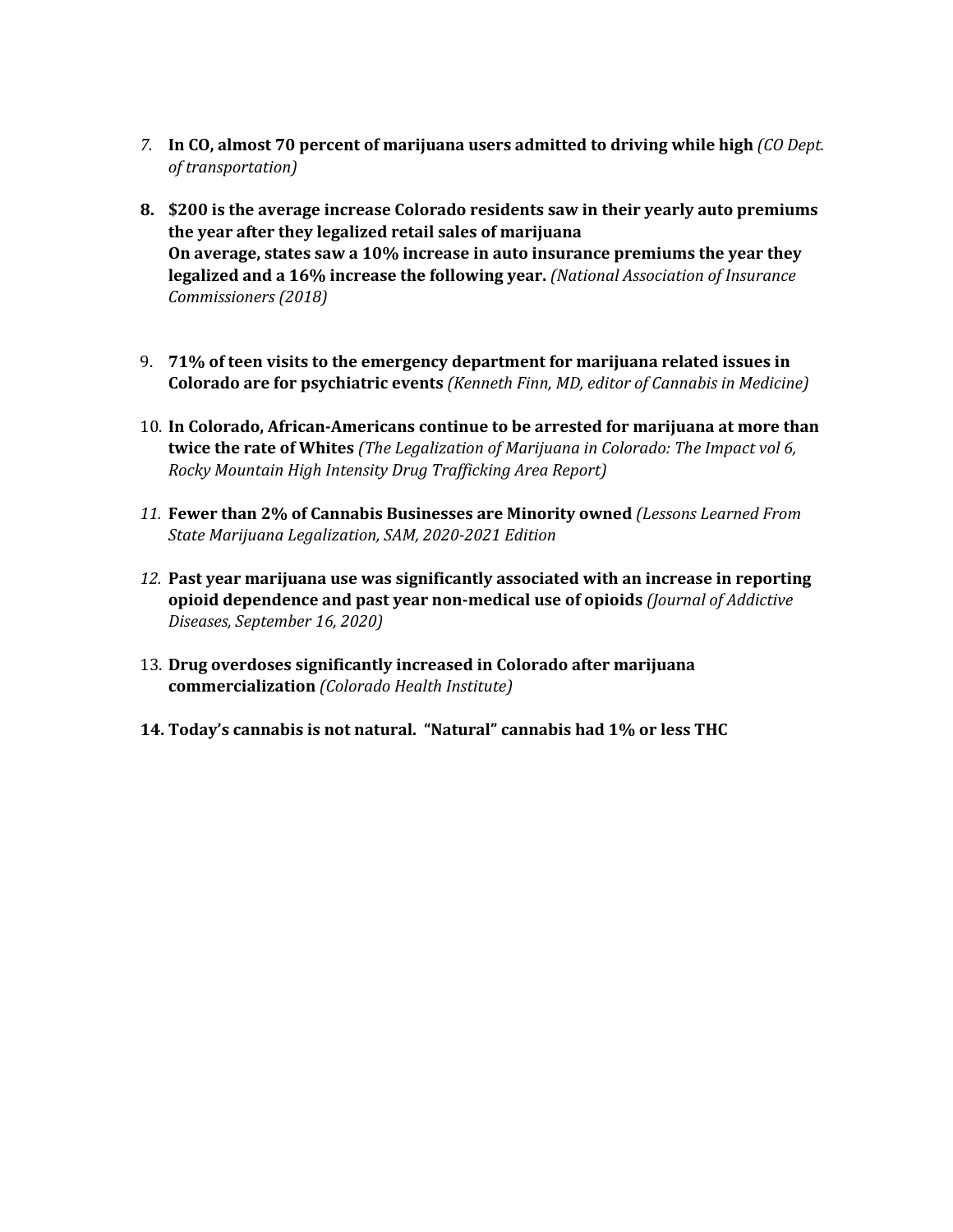7. **In CO, almost 70 percent of marijuana users admitted to driving while high** *(CO Dept. of transportation)*

8. **$200 is the average increase Colorado residents saw in their yearly auto premiums the year after they legalized retail sales of marijuana**
   **On average, states saw a 10% increase in auto insurance premiums the year they legalized and a 16% increase the following year.** *(National Association of Insurance Commissioners (2018)*

9. **71% of teen visits to the emergency department for marijuana related issues in Colorado are for psychiatric events** *(Kenneth Finn, MD, editor of Cannabis in Medicine)*

10. **In Colorado, African-Americans continue to be arrested for marijuana at more than twice the rate of Whites** *(The Legalization of Marijuana in Colorado: The Impact vol 6, Rocky Mountain High Intensity Drug Trafficking Area Report)*

11. **Fewer than 2% of Cannabis Businesses are Minority owned** *(Lessons Learned From State Marijuana Legalization, SAM, 2020-2021 Edition*

12. **Past year marijuana use was significantly associated with an increase in reporting opioid dependence and past year non-medical use of opioids** *(Journal of Addictive Diseases, September 16, 2020)*

13. **Drug overdoses significantly increased in Colorado after marijuana commercialization** *(Colorado Health Institute)*

14. **Today's cannabis is not natural. "Natural" cannabis had 1% or less THC**